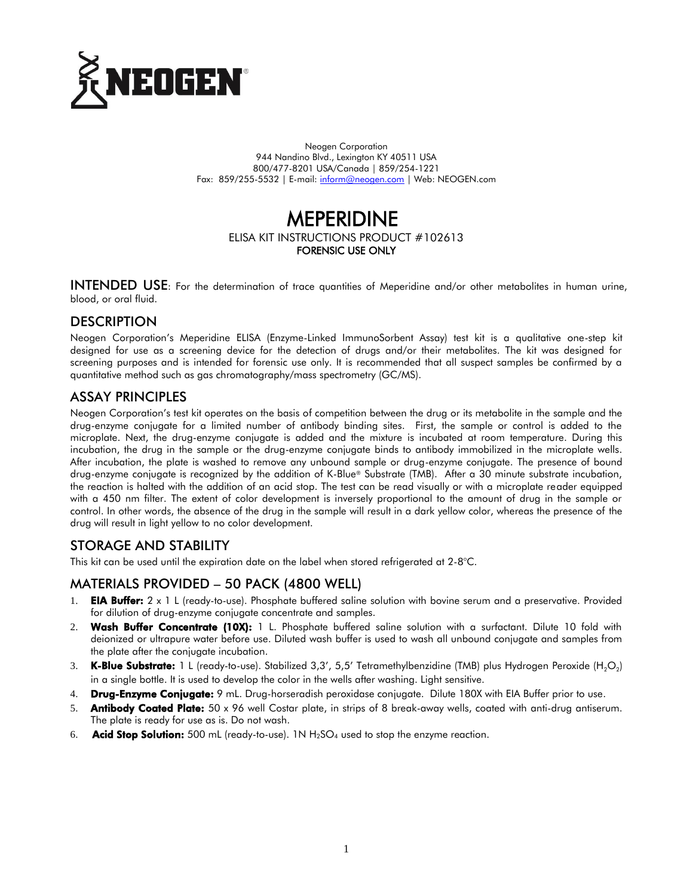Neogen Corporation
944 Nandino Blvd., Lexington KY 40511 USA
800/477-8201 USA/Canada | 859/254-1221
Fax: 859/255-5532 | E-mail: inform@neogen.com | Web: NEOGEN.com

# MEPERIDINE

ELISA KIT INSTRUCTIONS PRODUCT #102613

**FORENSIC USE ONLY**

**INTENDED USE**: For the determination of trace quantities of Meperidine and/or other metabolites in human urine, blood, or oral fluid.

## DESCRIPTION

Neogen Corporation's Meperidine ELISA (Enzyme-Linked ImmunoSorbent Assay) test kit is a qualitative one-step kit designed for use as a screening device for the detection of drugs and/or their metabolites. The kit was designed for screening purposes and is intended for forensic use only. It is recommended that all suspect samples be confirmed by a quantitative method such as gas chromatography/mass spectrometry (GC/MS).

## ASSAY PRINCIPLES

Neogen Corporation's test kit operates on the basis of competition between the drug or its metabolite in the sample and the drug-enzyme conjugate for a limited number of antibody binding sites. First, the sample or control is added to the microplate. Next, the drug-enzyme conjugate is added and the mixture is incubated at room temperature. During this incubation, the drug in the sample or the drug-enzyme conjugate binds to antibody immobilized in the microplate wells. After incubation, the plate is washed to remove any unbound sample or drug-enzyme conjugate. The presence of bound drug-enzyme conjugate is recognized by the addition of K-Blue® Substrate (TMB). After a 30 minute substrate incubation, the reaction is halted with the addition of an acid stop. The test can be read visually or with a microplate reader equipped with a 450 nm filter. The extent of color development is inversely proportional to the amount of drug in the sample or control. In other words, the absence of the drug in the sample will result in a dark yellow color, whereas the presence of the drug will result in light yellow to no color development.

## STORAGE AND STABILITY

This kit can be used until the expiration date on the label when stored refrigerated at 2-8°C.

## MATERIALS PROVIDED – 50 PACK (4800 WELL)

1. **EIA Buffer:** 2 x 1 L (ready-to-use). Phosphate buffered saline solution with bovine serum and a preservative. Provided for dilution of drug-enzyme conjugate concentrate and samples.
2. **Wash Buffer Concentrate (10X):** 1 L. Phosphate buffered saline solution with a surfactant. Dilute 10 fold with deionized or ultrapure water before use. Diluted wash buffer is used to wash all unbound conjugate and samples from the plate after the conjugate incubation.
3. **K-Blue Substrate:** 1 L (ready-to-use). Stabilized 3,3', 5,5' Tetramethylbenzidine (TMB) plus Hydrogen Peroxide ($H_2O_2$) in a single bottle. It is used to develop the color in the wells after washing. Light sensitive.
4. **Drug-Enzyme Conjugate:** 9 mL. Drug-horseradish peroxidase conjugate. Dilute 180X with EIA Buffer prior to use.
5. **Antibody Coated Plate:** 50 x 96 well Costar plate, in strips of 8 break-away wells, coated with anti-drug antiserum. The plate is ready for use as is. Do not wash.
6. **Acid Stop Solution:** 500 mL (ready-to-use). 1N $H_2SO_4$ used to stop the enzyme reaction.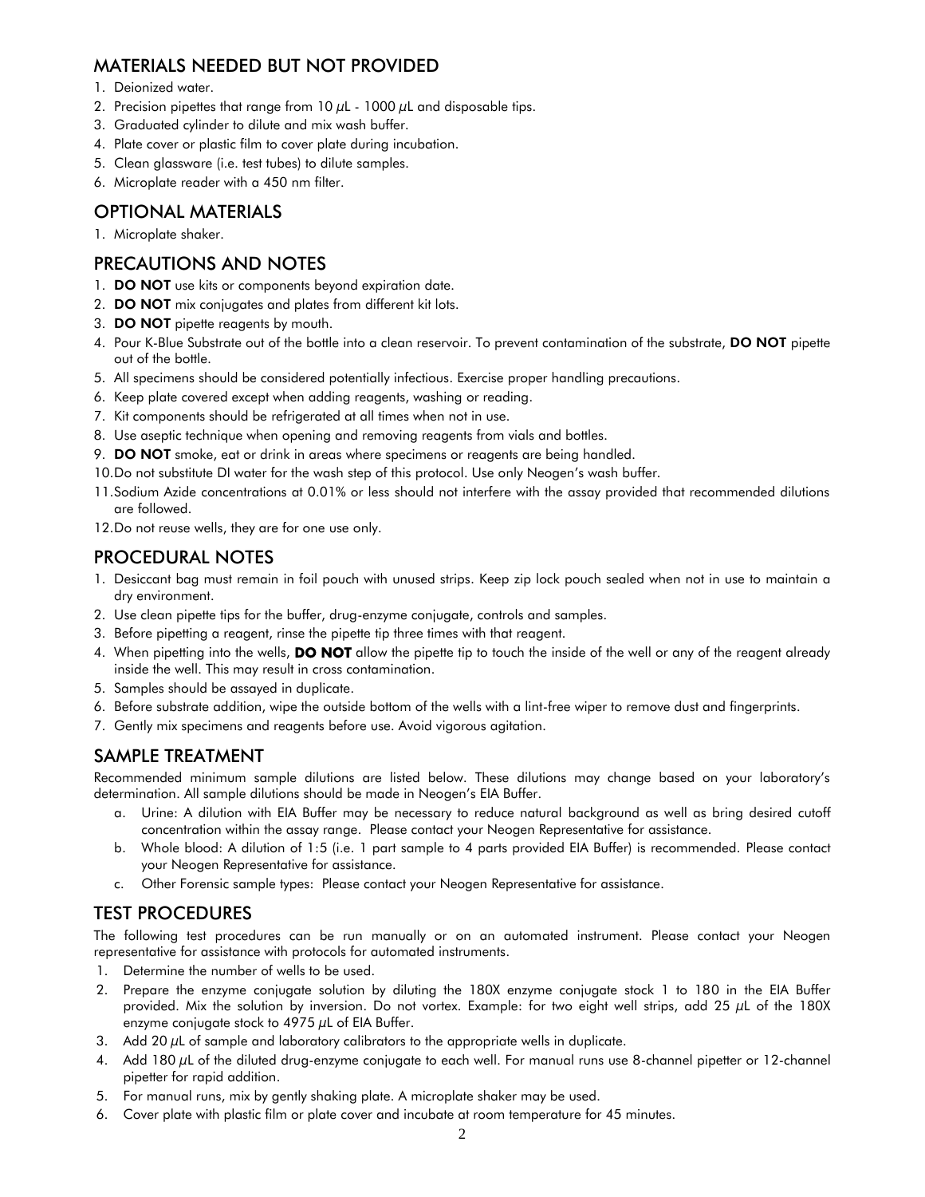## MATERIALS NEEDED BUT NOT PROVIDED

1. Deionized water.
2. Precision pipettes that range from 10 $\mu$L - 1000 $\mu$L and disposable tips.
3. Graduated cylinder to dilute and mix wash buffer.
4. Plate cover or plastic film to cover plate during incubation.
5. Clean glassware (i.e. test tubes) to dilute samples.
6. Microplate reader with a 450 nm filter.

## OPTIONAL MATERIALS

1. Microplate shaker.

## PRECAUTIONS AND NOTES

1. **DO NOT** use kits or components beyond expiration date.
2. **DO NOT** mix conjugates and plates from different kit lots.
3. **DO NOT** pipette reagents by mouth.
4. Pour K-Blue Substrate out of the bottle into a clean reservoir. To prevent contamination of the substrate, **DO NOT** pipette out of the bottle.
5. All specimens should be considered potentially infectious. Exercise proper handling precautions.
6. Keep plate covered except when adding reagents, washing or reading.
7. Kit components should be refrigerated at all times when not in use.
8. Use aseptic technique when opening and removing reagents from vials and bottles.
9. **DO NOT** smoke, eat or drink in areas where specimens or reagents are being handled.
10. Do not substitute DI water for the wash step of this protocol. Use only Neogen's wash buffer.
11. Sodium Azide concentrations at 0.01% or less should not interfere with the assay provided that recommended dilutions are followed.
12. Do not reuse wells, they are for one use only.

## PROCEDURAL NOTES

1. Desiccant bag must remain in foil pouch with unused strips. Keep zip lock pouch sealed when not in use to maintain a dry environment.
2. Use clean pipette tips for the buffer, drug-enzyme conjugate, controls and samples.
3. Before pipetting a reagent, rinse the pipette tip three times with that reagent.
4. When pipetting into the wells, **DO NOT** allow the pipette tip to touch the inside of the well or any of the reagent already inside the well. This may result in cross contamination.
5. Samples should be assayed in duplicate.
6. Before substrate addition, wipe the outside bottom of the wells with a lint-free wiper to remove dust and fingerprints.
7. Gently mix specimens and reagents before use. Avoid vigorous agitation.

## SAMPLE TREATMENT

Recommended minimum sample dilutions are listed below. These dilutions may change based on your laboratory's determination. All sample dilutions should be made in Neogen's EIA Buffer.

a. Urine: A dilution with EIA Buffer may be necessary to reduce natural background as well as bring desired cutoff concentration within the assay range. Please contact your Neogen Representative for assistance.

b. Whole blood: A dilution of 1:5 (i.e. 1 part sample to 4 parts provided EIA Buffer) is recommended. Please contact your Neogen Representative for assistance.

c. Other Forensic sample types: Please contact your Neogen Representative for assistance.

## TEST PROCEDURES

The following test procedures can be run manually or on an automated instrument. Please contact your Neogen representative for assistance with protocols for automated instruments.

1. Determine the number of wells to be used.
2. Prepare the enzyme conjugate solution by diluting the 180X enzyme conjugate stock 1 to 180 in the EIA Buffer provided. Mix the solution by inversion. Do not vortex. Example: for two eight well strips, add 25 $\mu$L of the 180X enzyme conjugate stock to 4975 $\mu$L of EIA Buffer.
3. Add 20 $\mu$L of sample and laboratory calibrators to the appropriate wells in duplicate.
4. Add 180 $\mu$L of the diluted drug-enzyme conjugate to each well. For manual runs use 8-channel pipetter or 12-channel pipetter for rapid addition.
5. For manual runs, mix by gently shaking plate. A microplate shaker may be used.
6. Cover plate with plastic film or plate cover and incubate at room temperature for 45 minutes.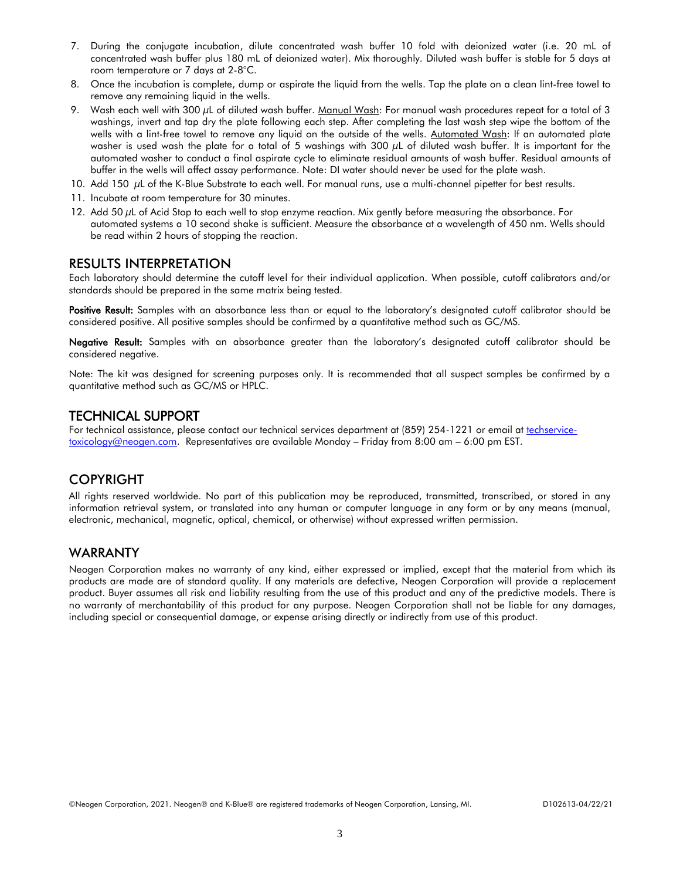7. During the conjugate incubation, dilute concentrated wash buffer 10 fold with deionized water (i.e. 20 mL of concentrated wash buffer plus 180 mL of deionized water). Mix thoroughly. Diluted wash buffer is stable for 5 days at room temperature or 7 days at 2-8°C.
8. Once the incubation is complete, dump or aspirate the liquid from the wells. Tap the plate on a clean lint-free towel to remove any remaining liquid in the wells.
9. Wash each well with 300 µL of diluted wash buffer. Manual Wash: For manual wash procedures repeat for a total of 3 washings, invert and tap dry the plate following each step. After completing the last wash step wipe the bottom of the wells with a lint-free towel to remove any liquid on the outside of the wells. Automated Wash: If an automated plate washer is used wash the plate for a total of 5 washings with 300 µL of diluted wash buffer. It is important for the automated washer to conduct a final aspirate cycle to eliminate residual amounts of wash buffer. Residual amounts of buffer in the wells will affect assay performance. Note: DI water should never be used for the plate wash.
10. Add 150 µL of the K-Blue Substrate to each well. For manual runs, use a multi-channel pipetter for best results.
11. Incubate at room temperature for 30 minutes.
12. Add 50 µL of Acid Stop to each well to stop enzyme reaction. Mix gently before measuring the absorbance. For automated systems a 10 second shake is sufficient. Measure the absorbance at a wavelength of 450 nm. Wells should be read within 2 hours of stopping the reaction.

## RESULTS INTERPRETATION

Each laboratory should determine the cutoff level for their individual application. When possible, cutoff calibrators and/or standards should be prepared in the same matrix being tested.

**Positive Result:** Samples with an absorbance less than or equal to the laboratory's designated cutoff calibrator should be considered positive. All positive samples should be confirmed by a quantitative method such as GC/MS.

**Negative Result:** Samples with an absorbance greater than the laboratory's designated cutoff calibrator should be considered negative.

Note: The kit was designed for screening purposes only. It is recommended that all suspect samples be confirmed by a quantitative method such as GC/MS or HPLC.

## TECHNICAL SUPPORT

For technical assistance, please contact our technical services department at (859) 254-1221 or email at techservice-toxicology@neogen.com. Representatives are available Monday – Friday from 8:00 am – 6:00 pm EST.

## COPYRIGHT

All rights reserved worldwide. No part of this publication may be reproduced, transmitted, transcribed, or stored in any information retrieval system, or translated into any human or computer language in any form or by any means (manual, electronic, mechanical, magnetic, optical, chemical, or otherwise) without expressed written permission.

## WARRANTY

Neogen Corporation makes no warranty of any kind, either expressed or implied, except that the material from which its products are made are of standard quality. If any materials are defective, Neogen Corporation will provide a replacement product. Buyer assumes all risk and liability resulting from the use of this product and any of the predictive models. There is no warranty of merchantability of this product for any purpose. Neogen Corporation shall not be liable for any damages, including special or consequential damage, or expense arising directly or indirectly from use of this product.

©Neogen Corporation, 2021. Neogen® and K-Blue® are registered trademarks of Neogen Corporation, Lansing, MI. D102613-04/22/21